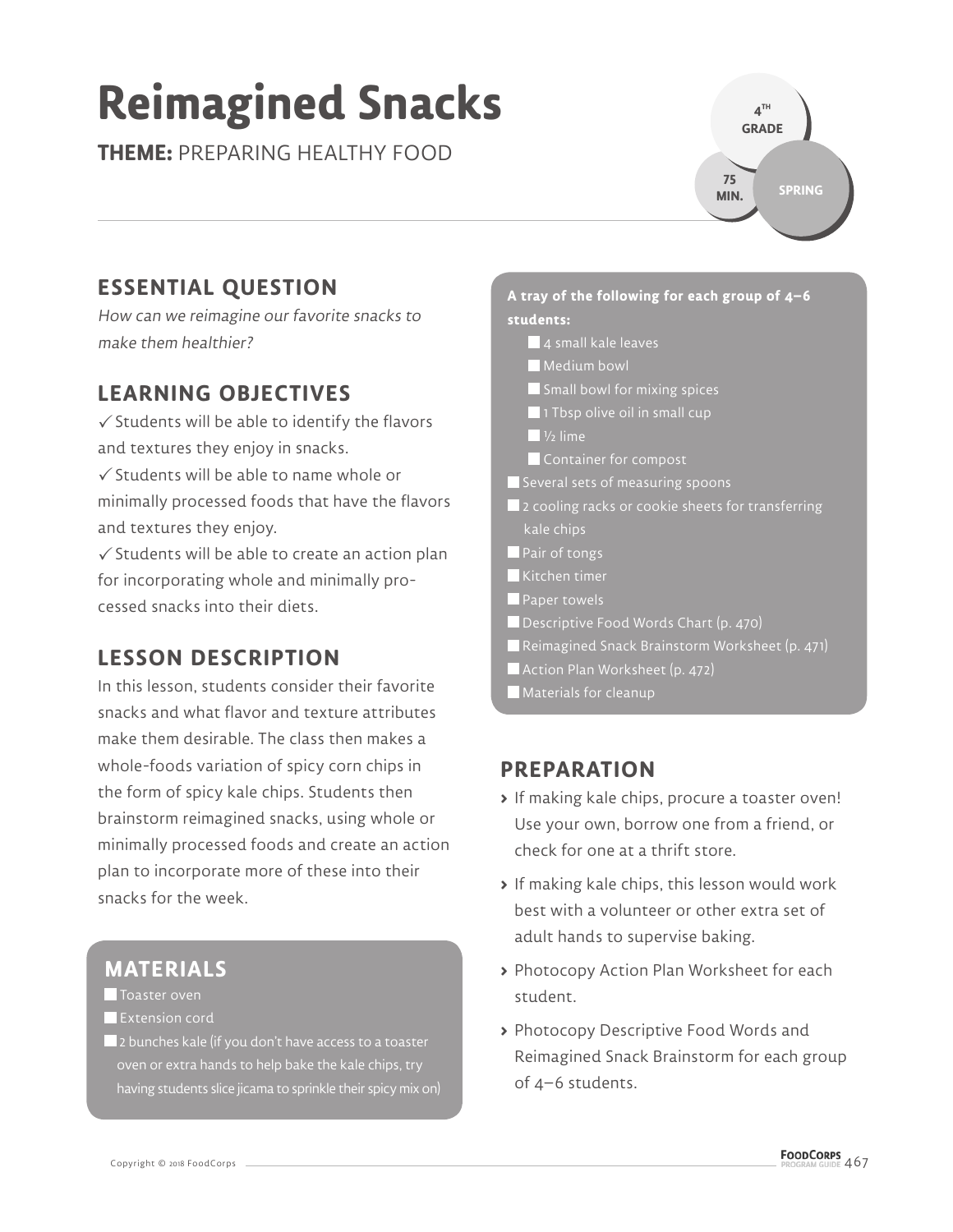# Reimagined Snacks

**THEME:** PREPARING HEALTHY FOOD

4TH GRADE | 75 MIN. | SPRING

## ESSENTIAL QUESTION

*How can we reimagine our favorite snacks to make them healthier?*

## LEARNING OBJECTIVES

✓ Students will be able to identify the flavors and textures they enjoy in snacks.

✓ Students will be able to name whole or minimally processed foods that have the flavors and textures they enjoy.

✓ Students will be able to create an action plan for incorporating whole and minimally processed snacks into their diets.

## LESSON DESCRIPTION

In this lesson, students consider their favorite snacks and what flavor and texture attributes make them desirable. The class then makes a whole-foods variation of spicy corn chips in the form of spicy kale chips. Students then brainstorm reimagined snacks, using whole or minimally processed foods and create an action plan to incorporate more of these into their snacks for the week.

## MATERIALS

- ☐ Toaster oven
- ☐ Extension cord
- ☐ 2 bunches kale (if you don't have access to a toaster oven or extra hands to help bake the kale chips, try having students slice jicama to sprinkle their spicy mix on)

**A tray of the following for each group of 4–6 students:**

- ☐ 4 small kale leaves
- ☐ Medium bowl
- ☐ Small bowl for mixing spices
- ☐ 1 Tbsp olive oil in small cup
- ☐ ½ lime
- ☐ Container for compost

- ☐ Several sets of measuring spoons
- ☐ 2 cooling racks or cookie sheets for transferring kale chips
- ☐ Pair of tongs
- ☐ Kitchen timer
- ☐ Paper towels
- ☐ Descriptive Food Words Chart (p. 470)
- ☐ Reimagined Snack Brainstorm Worksheet (p. 471)
- ☐ Action Plan Worksheet (p. 472)
- ☐ Materials for cleanup

## PREPARATION

- If making kale chips, procure a toaster oven! Use your own, borrow one from a friend, or check for one at a thrift store.
- If making kale chips, this lesson would work best with a volunteer or other extra set of adult hands to supervise baking.
- Photocopy Action Plan Worksheet for each student.
- Photocopy Descriptive Food Words and Reimagined Snack Brainstorm for each group of 4–6 students.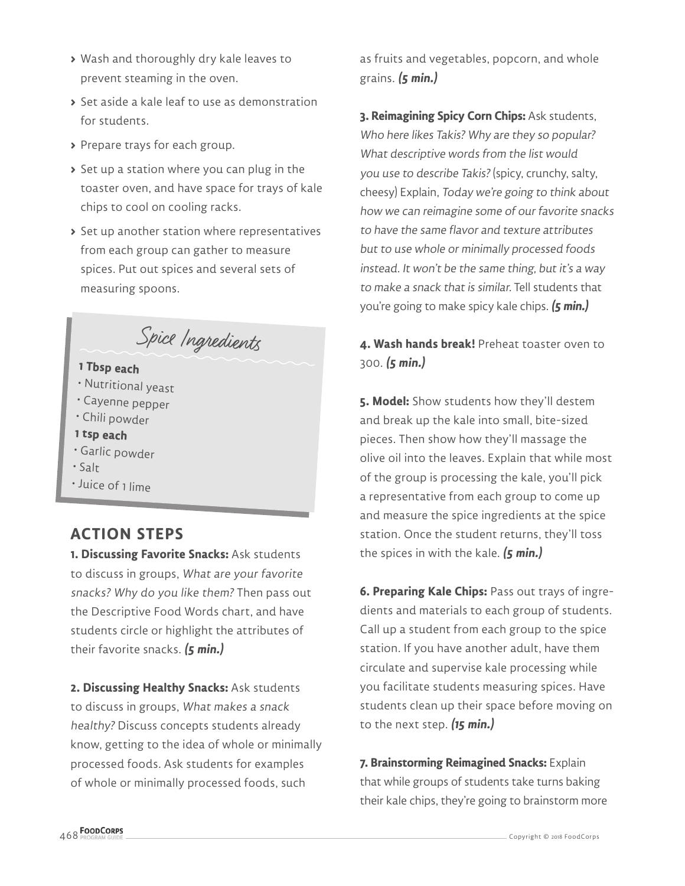- Wash and thoroughly dry kale leaves to prevent steaming in the oven.
- Set aside a kale leaf to use as demonstration for students.
- Prepare trays for each group.
- Set up a station where you can plug in the toaster oven, and have space for trays of kale chips to cool on cooling racks.
- Set up another station where representatives from each group can gather to measure spices. Put out spices and several sets of measuring spoons.

### Spice Ingredients

**1 Tbsp each**

- Nutritional yeast
- Cayenne pepper
- Chili powder

**1 tsp each**

- Garlic powder
- Salt
- Juice of 1 lime

## ACTION STEPS

**1. Discussing Favorite Snacks:** Ask students to discuss in groups, *What are your favorite snacks? Why do you like them?* Then pass out the Descriptive Food Words chart, and have students circle or highlight the attributes of their favorite snacks. ***(5 min.)***

**2. Discussing Healthy Snacks:** Ask students to discuss in groups, *What makes a snack healthy?* Discuss concepts students already know, getting to the idea of whole or minimally processed foods. Ask students for examples of whole or minimally processed foods, such as fruits and vegetables, popcorn, and whole grains. ***(5 min.)***

**3. Reimagining Spicy Corn Chips:** Ask students, *Who here likes Takis? Why are they so popular? What descriptive words from the list would you use to describe Takis?* (spicy, crunchy, salty, cheesy) Explain, *Today we're going to think about how we can reimagine some of our favorite snacks to have the same flavor and texture attributes but to use whole or minimally processed foods instead. It won't be the same thing, but it's a way to make a snack that is similar.* Tell students that you're going to make spicy kale chips. ***(5 min.)***

**4. Wash hands break!** Preheat toaster oven to 300. ***(5 min.)***

**5. Model:** Show students how they'll destem and break up the kale into small, bite-sized pieces. Then show how they'll massage the olive oil into the leaves. Explain that while most of the group is processing the kale, you'll pick a representative from each group to come up and measure the spice ingredients at the spice station. Once the student returns, they'll toss the spices in with the kale. ***(5 min.)***

**6. Preparing Kale Chips:** Pass out trays of ingredients and materials to each group of students. Call up a student from each group to the spice station. If you have another adult, have them circulate and supervise kale processing while you facilitate students measuring spices. Have students clean up their space before moving on to the next step. ***(15 min.)***

**7. Brainstorming Reimagined Snacks:** Explain that while groups of students take turns baking their kale chips, they're going to brainstorm more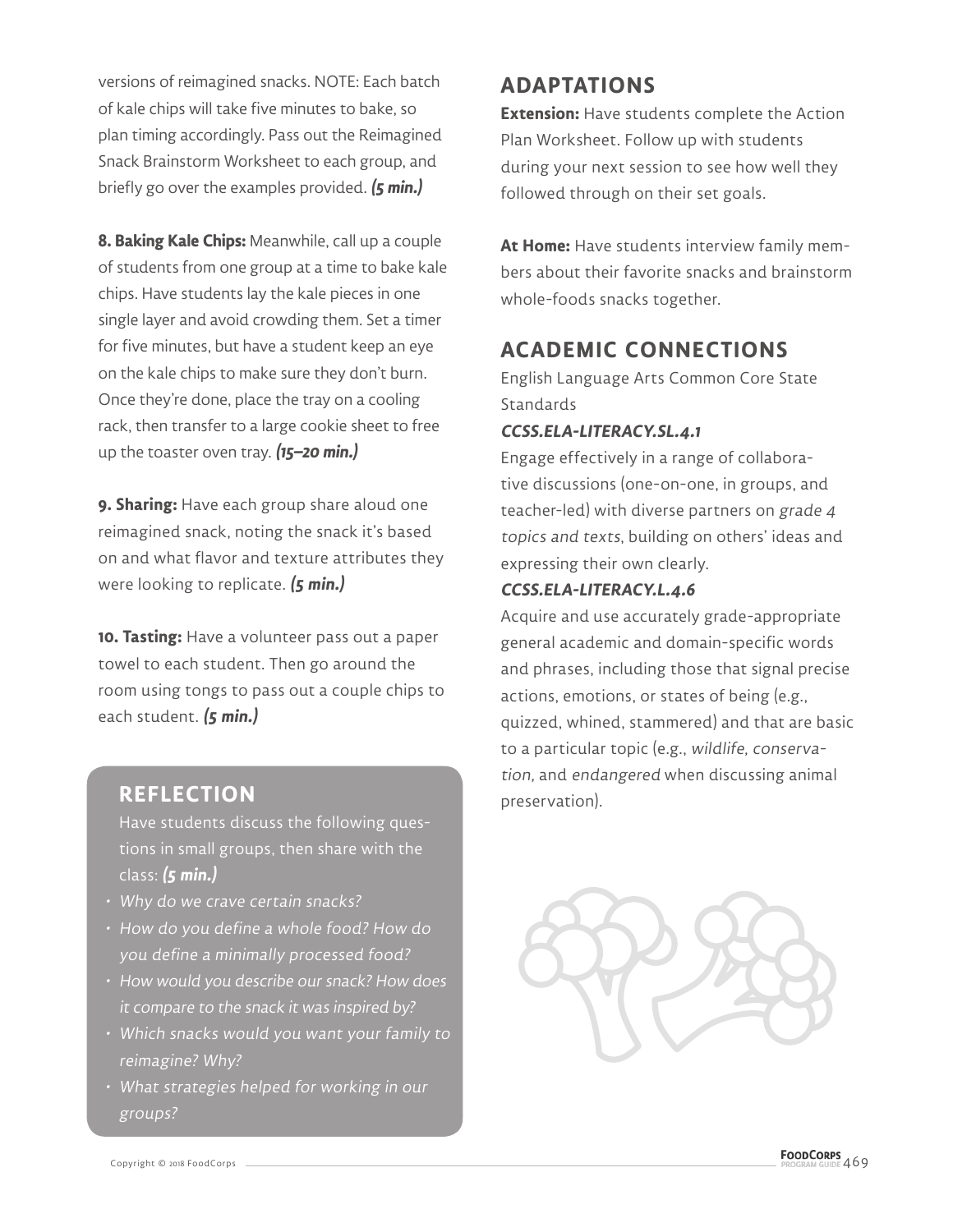versions of reimagined snacks. NOTE: Each batch of kale chips will take five minutes to bake, so plan timing accordingly. Pass out the Reimagined Snack Brainstorm Worksheet to each group, and briefly go over the examples provided. ***(5 min.)***

**8. Baking Kale Chips:** Meanwhile, call up a couple of students from one group at a time to bake kale chips. Have students lay the kale pieces in one single layer and avoid crowding them. Set a timer for five minutes, but have a student keep an eye on the kale chips to make sure they don't burn. Once they're done, place the tray on a cooling rack, then transfer to a large cookie sheet to free up the toaster oven tray. ***(15–20 min.)***

**9. Sharing:** Have each group share aloud one reimagined snack, noting the snack it's based on and what flavor and texture attributes they were looking to replicate. ***(5 min.)***

**10. Tasting:** Have a volunteer pass out a paper towel to each student. Then go around the room using tongs to pass out a couple chips to each student. ***(5 min.)***

## REFLECTION

Have students discuss the following questions in small groups, then share with the class: ***(5 min.)***

- *Why do we crave certain snacks?*
- *How do you define a whole food? How do you define a minimally processed food?*
- *How would you describe our snack? How does it compare to the snack it was inspired by?*
- *Which snacks would you want your family to reimagine? Why?*
- *What strategies helped for working in our groups?*

## ADAPTATIONS

**Extension:** Have students complete the Action Plan Worksheet. Follow up with students during your next session to see how well they followed through on their set goals.

**At Home:** Have students interview family members about their favorite snacks and brainstorm whole-foods snacks together.

## ACADEMIC CONNECTIONS

English Language Arts Common Core State Standards

***CCSS.ELA-LITERACY.SL.4.1***

Engage effectively in a range of collaborative discussions (one-on-one, in groups, and teacher-led) with diverse partners on *grade 4 topics and texts*, building on others' ideas and expressing their own clearly.

***CCSS.ELA-LITERACY.L.4.6***

Acquire and use accurately grade-appropriate general academic and domain-specific words and phrases, including those that signal precise actions, emotions, or states of being (e.g., quizzed, whined, stammered) and that are basic to a particular topic (e.g., *wildlife, conservation,* and *endangered* when discussing animal preservation).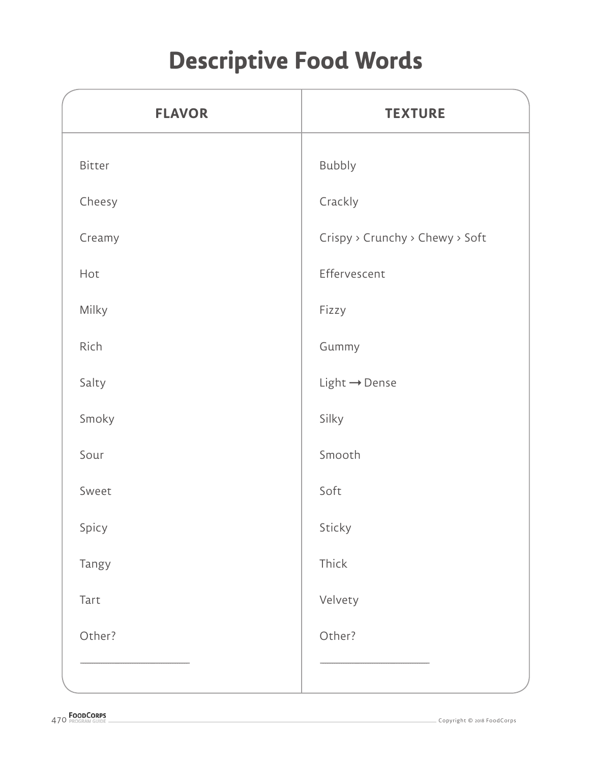# Descriptive Food Words

| FLAVOR | TEXTURE |
|---|---|
| Bitter | Bubbly |
| Cheesy | Crackly |
| Creamy | Crispy › Crunchy › Chewy › Soft |
| Hot | Effervescent |
| Milky | Fizzy |
| Rich | Gummy |
| Salty | Light → Dense |
| Smoky | Silky |
| Sour | Smooth |
| Sweet | Soft |
| Spicy | Sticky |
| Tangy | Thick |
| Tart | Velvety |
| Other? | Other? |
| _______________ | _______________ |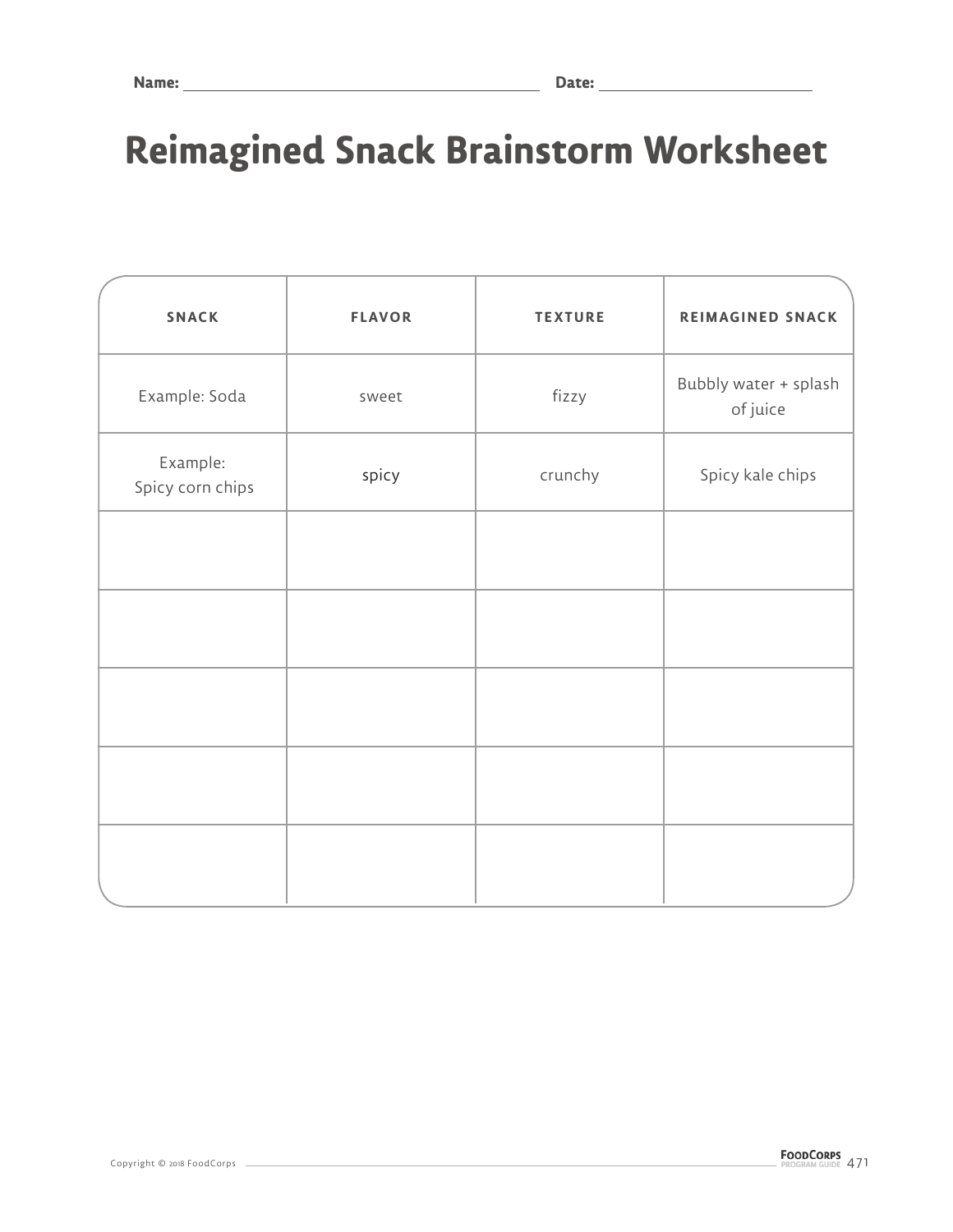Name: ______________________ Date: ______________

# Reimagined Snack Brainstorm Worksheet

| SNACK | FLAVOR | TEXTURE | REIMAGINED SNACK |
|---|---|---|---|
| Example: Soda | sweet | fizzy | Bubbly water + splash of juice |
| Example: Spicy corn chips | spicy | crunchy | Spicy kale chips |
| | | | |
| | | | |
| | | | |
| | | | |
| | | | |

Copyright © 2018 FoodCorps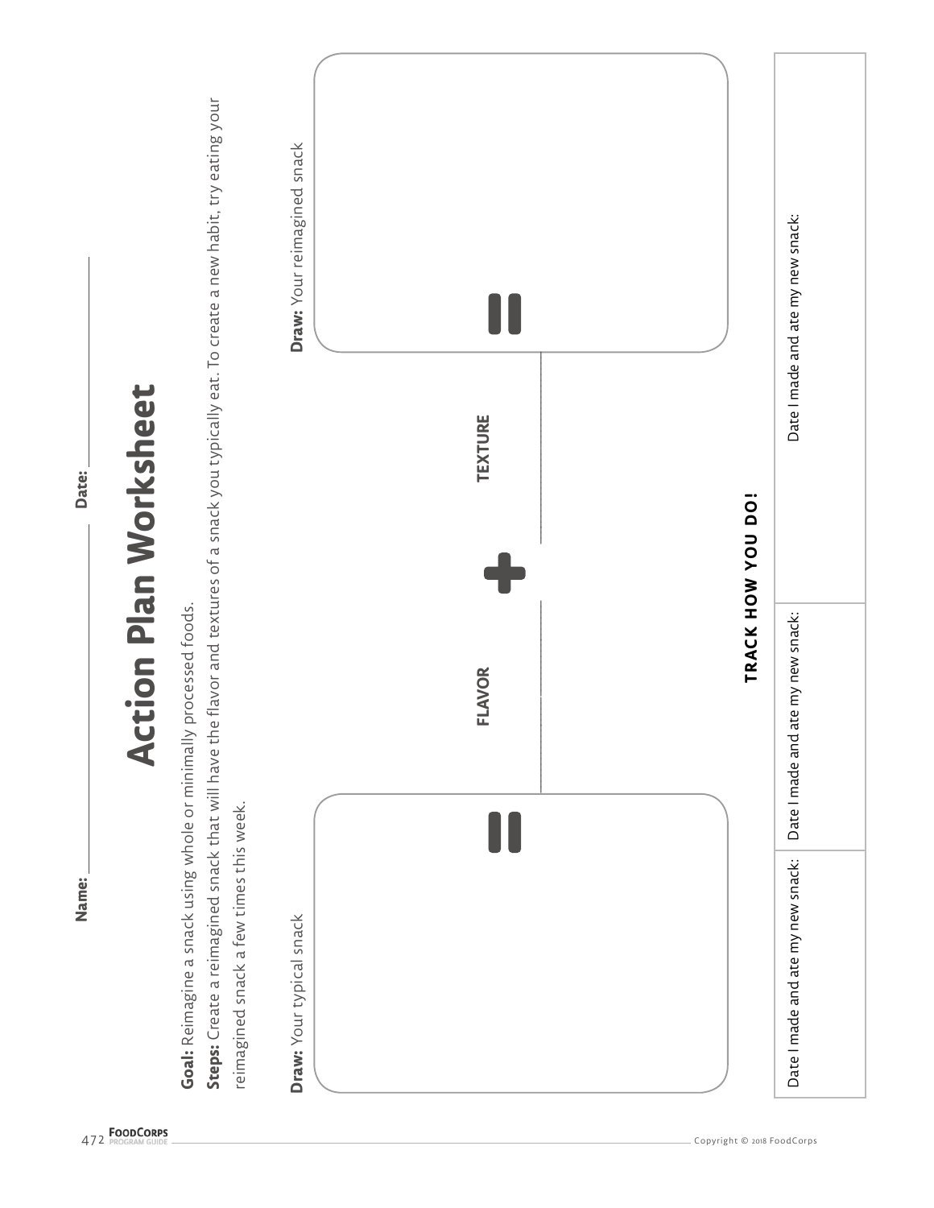Name: ______________________ Date: ______________

# Action Plan Worksheet

**Goal:** Reimagine a snack using whole or minimally processed foods.

**Steps:** Create a reimagined snack that will have the flavor and textures of a snack you typically eat. To create a new habit, try eating your reimagined snack a few times this week.

**Draw:** Your typical snack

=

FLAVOR

+

TEXTURE

=

**Draw:** Your reimagined snack

**TRACK HOW YOU DO!**

| | | |
|---|---|---|
| Date I made and ate my new snack: | Date I made and ate my new snack: | Date I made and ate my new snack: |

Copyright © 2018 FoodCorps